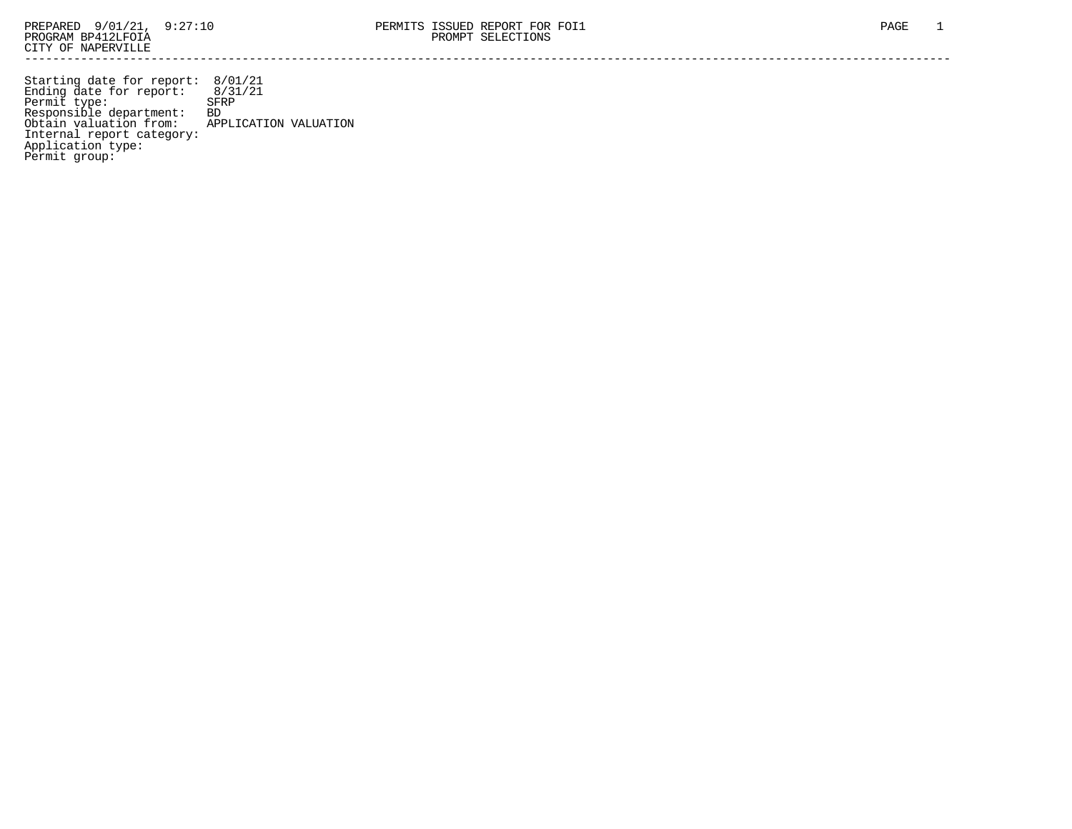PREPARED 9/01/21, 9:27:10 PERMITS ISSUED REPORT FOR FOI1

PROGRAM BP412LFOIA PROMPT SELECTIONS

CITY OF NAPERVILLE

---

Starting date for report: 8/01/21
Ending date for report: 8/31/21
Permit type: SFRP
Responsible department: BD
Obtain valuation from: APPLICATION VALUATION
Internal report category:
Application type:
Permit group: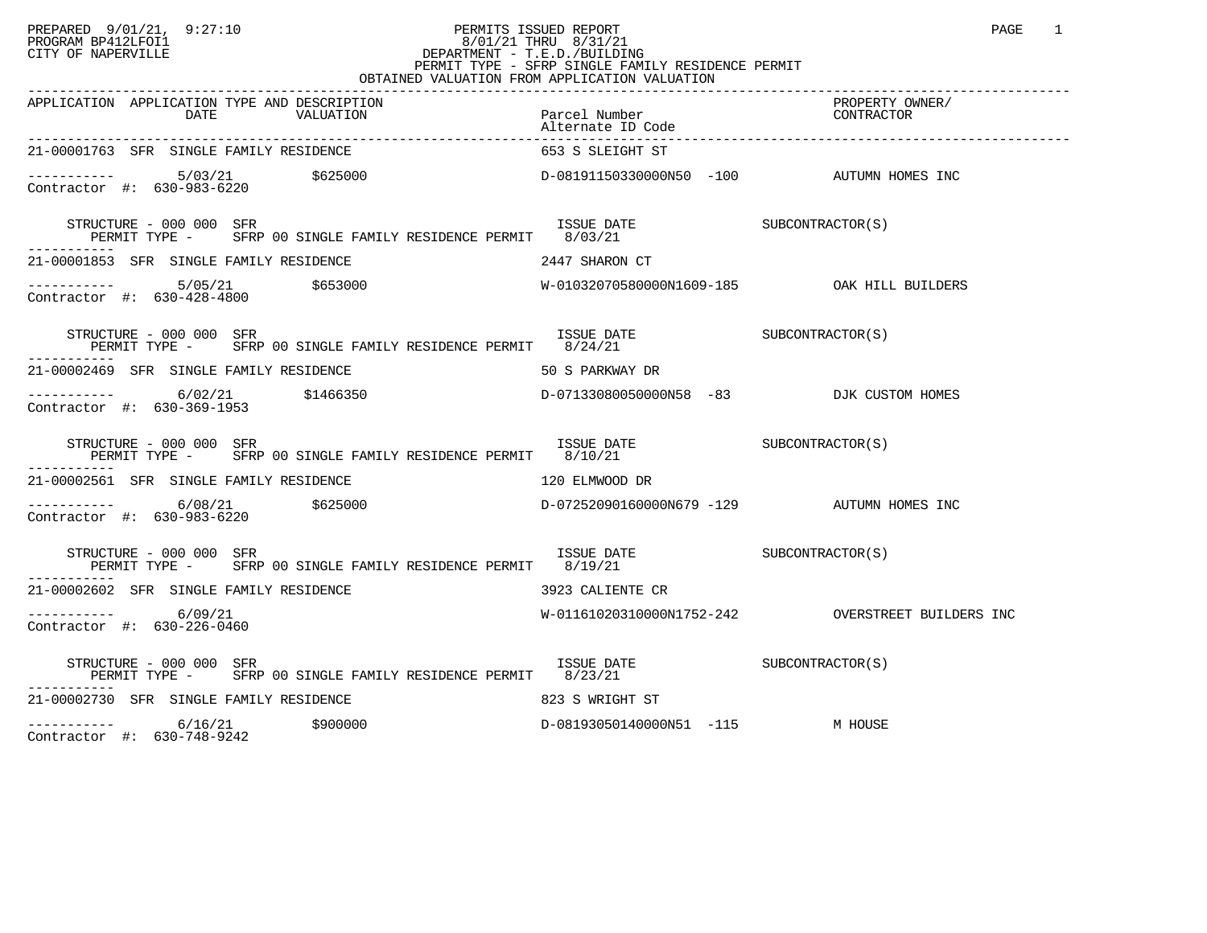PREPARED 9/01/21, 9:27:10
PROGRAM BP412LFOI1
CITY OF NAPERVILLE

PERMITS ISSUED REPORT
8/01/21 THRU 8/31/21
DEPARTMENT - T.E.D./BUILDING
PERMIT TYPE - SFRP SINGLE FAMILY RESIDENCE PERMIT
OBTAINED VALUATION FROM APPLICATION VALUATION

| APPLICATION | APPLICATION TYPE AND DESCRIPTION DATE | VALUATION | Parcel Number / Alternate ID Code | PROPERTY OWNER/ CONTRACTOR |
|---|---|---|---|---|
| 21-00001763 SFR SINGLE FAMILY RESIDENCE | | | 653 S SLEIGHT ST | |
| Contractor #: 630-983-6220 | 5/03/21 | $625000 | D-08191150330000N50 -100 | AUTUMN HOMES INC |
| STRUCTURE - 000 000 SFR / PERMIT TYPE - SFRP 00 SINGLE FAMILY RESIDENCE PERMIT | | | ISSUE DATE 8/03/21 | SUBCONTRACTOR(S) |
| 21-00001853 SFR SINGLE FAMILY RESIDENCE | | | 2447 SHARON CT | |
| Contractor #: 630-428-4800 | 5/05/21 | $653000 | W-01032070580000N1609-185 | OAK HILL BUILDERS |
| STRUCTURE - 000 000 SFR / PERMIT TYPE - SFRP 00 SINGLE FAMILY RESIDENCE PERMIT | | | ISSUE DATE 8/24/21 | SUBCONTRACTOR(S) |
| 21-00002469 SFR SINGLE FAMILY RESIDENCE | | | 50 S PARKWAY DR | |
| Contractor #: 630-369-1953 | 6/02/21 | $1466350 | D-07133080050000N58 -83 | DJK CUSTOM HOMES |
| STRUCTURE - 000 000 SFR / PERMIT TYPE - SFRP 00 SINGLE FAMILY RESIDENCE PERMIT | | | ISSUE DATE 8/10/21 | SUBCONTRACTOR(S) |
| 21-00002561 SFR SINGLE FAMILY RESIDENCE | | | 120 ELMWOOD DR | |
| Contractor #: 630-983-6220 | 6/08/21 | $625000 | D-07252090160000N679 -129 | AUTUMN HOMES INC |
| STRUCTURE - 000 000 SFR / PERMIT TYPE - SFRP 00 SINGLE FAMILY RESIDENCE PERMIT | | | ISSUE DATE 8/19/21 | SUBCONTRACTOR(S) |
| 21-00002602 SFR SINGLE FAMILY RESIDENCE | | | 3923 CALIENTE CR | |
| Contractor #: 630-226-0460 | 6/09/21 | | W-01161020310000N1752-242 | OVERSTREET BUILDERS INC |
| STRUCTURE - 000 000 SFR / PERMIT TYPE - SFRP 00 SINGLE FAMILY RESIDENCE PERMIT | | | ISSUE DATE 8/23/21 | SUBCONTRACTOR(S) |
| 21-00002730 SFR SINGLE FAMILY RESIDENCE | | | 823 S WRIGHT ST | |
| Contractor #: 630-748-9242 | 6/16/21 | $900000 | D-08193050140000N51 -115 | M HOUSE |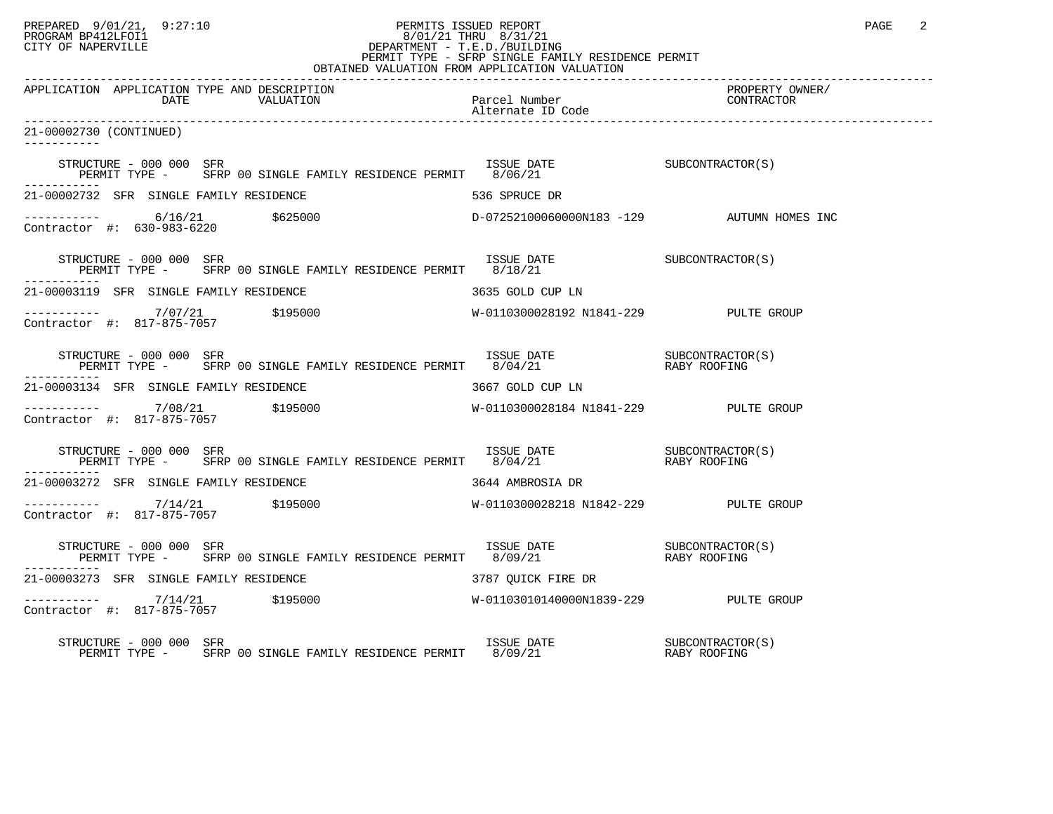PREPARED 9/01/21, 9:27:10 PERMITS ISSUED REPORT
PROGRAM BP412LFOI1 8/01/21 THRU 8/31/21
CITY OF NAPERVILLE DEPARTMENT - T.E.D./BUILDING
PERMIT TYPE - SFRP SINGLE FAMILY RESIDENCE PERMIT
OBTAINED VALUATION FROM APPLICATION VALUATION

| APPLICATION | APPLICATION TYPE AND DESCRIPTION DATE | VALUATION | Parcel Number Alternate ID Code | PROPERTY OWNER/ CONTRACTOR |
|---|---|---|---|---|

21-00002730 (CONTINUED)

STRUCTURE - 000 000 SFR — ISSUE DATE — SUBCONTRACTOR(S)
PERMIT TYPE - SFRP 00 SINGLE FAMILY RESIDENCE PERMIT 8/06/21

21-00002732 SFR SINGLE FAMILY RESIDENCE — 536 SPRUCE DR
6/16/21 — $625000 — D-07252100060000N183 -129 — AUTUMN HOMES INC
Contractor #: 630-983-6220

STRUCTURE - 000 000 SFR — ISSUE DATE — SUBCONTRACTOR(S)
PERMIT TYPE - SFRP 00 SINGLE FAMILY RESIDENCE PERMIT 8/18/21

21-00003119 SFR SINGLE FAMILY RESIDENCE — 3635 GOLD CUP LN
7/07/21 — $195000 — W-0110300028192 N1841-229 — PULTE GROUP
Contractor #: 817-875-7057

STRUCTURE - 000 000 SFR — ISSUE DATE — SUBCONTRACTOR(S)
PERMIT TYPE - SFRP 00 SINGLE FAMILY RESIDENCE PERMIT 8/04/21 — RABY ROOFING

21-00003134 SFR SINGLE FAMILY RESIDENCE — 3667 GOLD CUP LN
7/08/21 — $195000 — W-0110300028184 N1841-229 — PULTE GROUP
Contractor #: 817-875-7057

STRUCTURE - 000 000 SFR — ISSUE DATE — SUBCONTRACTOR(S)
PERMIT TYPE - SFRP 00 SINGLE FAMILY RESIDENCE PERMIT 8/04/21 — RABY ROOFING

21-00003272 SFR SINGLE FAMILY RESIDENCE — 3644 AMBROSIA DR
7/14/21 — $195000 — W-0110300028218 N1842-229 — PULTE GROUP
Contractor #: 817-875-7057

STRUCTURE - 000 000 SFR — ISSUE DATE — SUBCONTRACTOR(S)
PERMIT TYPE - SFRP 00 SINGLE FAMILY RESIDENCE PERMIT 8/09/21 — RABY ROOFING

21-00003273 SFR SINGLE FAMILY RESIDENCE — 3787 QUICK FIRE DR
7/14/21 — $195000 — W-01103010140000N1839-229 — PULTE GROUP
Contractor #: 817-875-7057

STRUCTURE - 000 000 SFR — ISSUE DATE — SUBCONTRACTOR(S)
PERMIT TYPE - SFRP 00 SINGLE FAMILY RESIDENCE PERMIT 8/09/21 — RABY ROOFING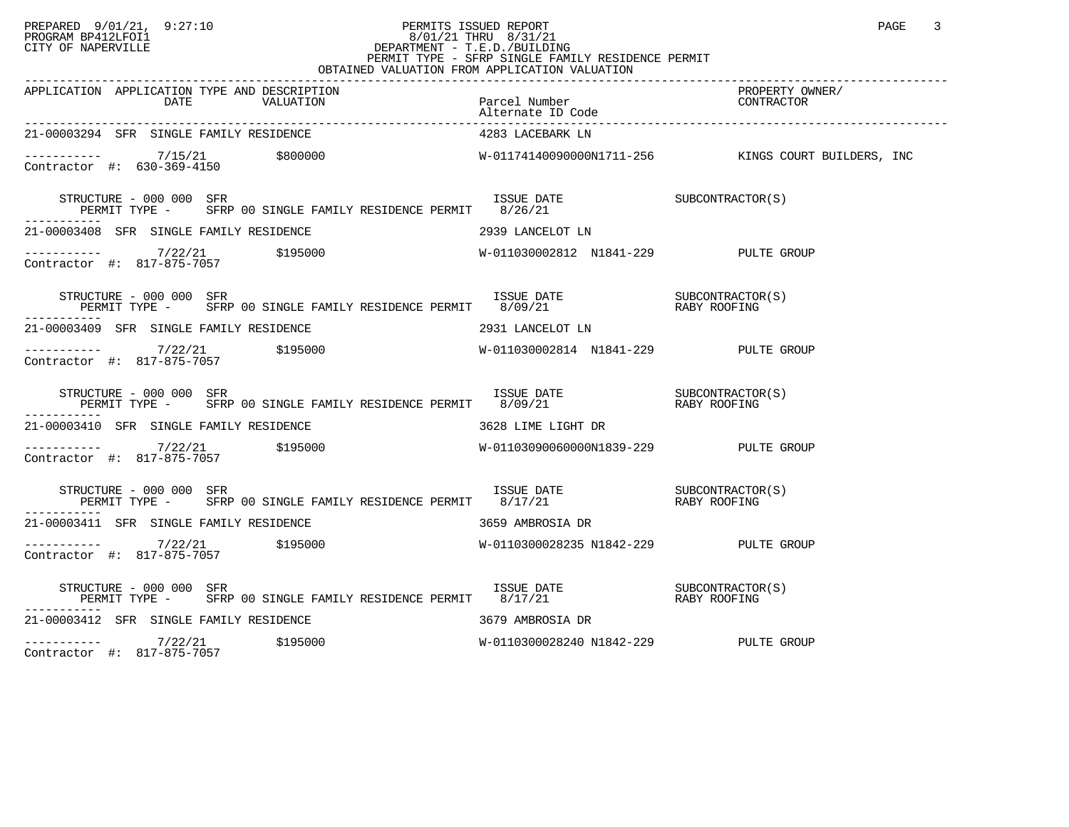PERMITS ISSUED REPORT
8/01/21 THRU 8/31/21
DEPARTMENT - T.E.D./BUILDING
PERMIT TYPE - SFRP SINGLE FAMILY RESIDENCE PERMIT
OBTAINED VALUATION FROM APPLICATION VALUATION

PREPARED 9/01/21, 9:27:10
PROGRAM BP412LFOI1
CITY OF NAPERVILLE

| APPLICATION | APPLICATION TYPE AND DESCRIPTION DATE | VALUATION | Parcel Number / Alternate ID Code | PROPERTY OWNER/ CONTRACTOR |
|---|---|---|---|---|
| 21-00003294 SFR SINGLE FAMILY RESIDENCE | | | 4283 LACEBARK LN | |
| ----------- Contractor #: 630-369-4150 | 7/15/21 | $800000 | W-01174140090000N1711-256 | KINGS COURT BUILDERS, INC |
| STRUCTURE - 000 000 SFR PERMIT TYPE - SFRP 00 SINGLE FAMILY RESIDENCE PERMIT | | | ISSUE DATE 8/26/21 | SUBCONTRACTOR(S) |
| 21-00003408 SFR SINGLE FAMILY RESIDENCE | | | 2939 LANCELOT LN | |
| ----------- Contractor #: 817-875-7057 | 7/22/21 | $195000 | W-011030002812 N1841-229 | PULTE GROUP |
| STRUCTURE - 000 000 SFR PERMIT TYPE - SFRP 00 SINGLE FAMILY RESIDENCE PERMIT | | | ISSUE DATE 8/09/21 | SUBCONTRACTOR(S) RABY ROOFING |
| 21-00003409 SFR SINGLE FAMILY RESIDENCE | | | 2931 LANCELOT LN | |
| ----------- Contractor #: 817-875-7057 | 7/22/21 | $195000 | W-011030002814 N1841-229 | PULTE GROUP |
| STRUCTURE - 000 000 SFR PERMIT TYPE - SFRP 00 SINGLE FAMILY RESIDENCE PERMIT | | | ISSUE DATE 8/09/21 | SUBCONTRACTOR(S) RABY ROOFING |
| 21-00003410 SFR SINGLE FAMILY RESIDENCE | | | 3628 LIME LIGHT DR | |
| ----------- Contractor #: 817-875-7057 | 7/22/21 | $195000 | W-01103090060000N1839-229 | PULTE GROUP |
| STRUCTURE - 000 000 SFR PERMIT TYPE - SFRP 00 SINGLE FAMILY RESIDENCE PERMIT | | | ISSUE DATE 8/17/21 | SUBCONTRACTOR(S) RABY ROOFING |
| 21-00003411 SFR SINGLE FAMILY RESIDENCE | | | 3659 AMBROSIA DR | |
| ----------- Contractor #: 817-875-7057 | 7/22/21 | $195000 | W-0110300028235 N1842-229 | PULTE GROUP |
| STRUCTURE - 000 000 SFR PERMIT TYPE - SFRP 00 SINGLE FAMILY RESIDENCE PERMIT | | | ISSUE DATE 8/17/21 | SUBCONTRACTOR(S) RABY ROOFING |
| 21-00003412 SFR SINGLE FAMILY RESIDENCE | | | 3679 AMBROSIA DR | |
| ----------- Contractor #: 817-875-7057 | 7/22/21 | $195000 | W-0110300028240 N1842-229 | PULTE GROUP |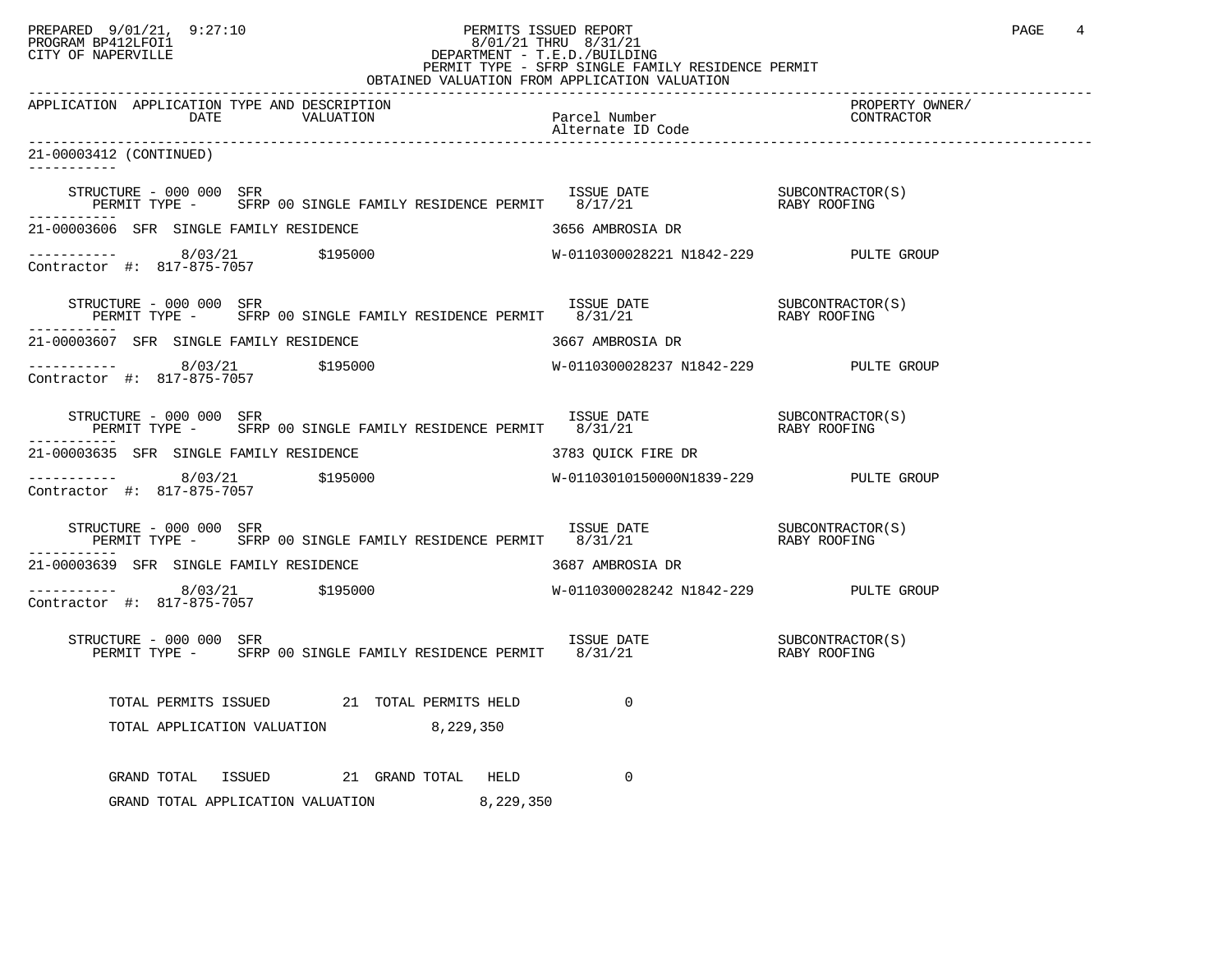PREPARED 9/01/21, 9:27:10 PERMITS ISSUED REPORT
PROGRAM BP412LFOI1 8/01/21 THRU 8/31/21
CITY OF NAPERVILLE DEPARTMENT - T.E.D./BUILDING
PERMIT TYPE - SFRP SINGLE FAMILY RESIDENCE PERMIT
OBTAINED VALUATION FROM APPLICATION VALUATION

| APPLICATION | APPLICATION TYPE AND DESCRIPTION DATE | VALUATION | Parcel Number Alternate ID Code | PROPERTY OWNER/ CONTRACTOR |
|---|---|---|---|---|

21-00003412 (CONTINUED)

STRUCTURE - 000 000 SFR — ISSUE DATE — SUBCONTRACTOR(S)
PERMIT TYPE - SFRP 00 SINGLE FAMILY RESIDENCE PERMIT 8/17/21 RABY ROOFING

21-00003606 SFR SINGLE FAMILY RESIDENCE 3656 AMBROSIA DR
8/03/21 $195000 W-0110300028221 N1842-229 PULTE GROUP
Contractor #: 817-875-7057

STRUCTURE - 000 000 SFR — ISSUE DATE — SUBCONTRACTOR(S)
PERMIT TYPE - SFRP 00 SINGLE FAMILY RESIDENCE PERMIT 8/31/21 RABY ROOFING

21-00003607 SFR SINGLE FAMILY RESIDENCE 3667 AMBROSIA DR
8/03/21 $195000 W-0110300028237 N1842-229 PULTE GROUP
Contractor #: 817-875-7057

STRUCTURE - 000 000 SFR — ISSUE DATE — SUBCONTRACTOR(S)
PERMIT TYPE - SFRP 00 SINGLE FAMILY RESIDENCE PERMIT 8/31/21 RABY ROOFING

21-00003635 SFR SINGLE FAMILY RESIDENCE 3783 QUICK FIRE DR
8/03/21 $195000 W-01103010150000N1839-229 PULTE GROUP
Contractor #: 817-875-7057

STRUCTURE - 000 000 SFR — ISSUE DATE — SUBCONTRACTOR(S)
PERMIT TYPE - SFRP 00 SINGLE FAMILY RESIDENCE PERMIT 8/31/21 RABY ROOFING

21-00003639 SFR SINGLE FAMILY RESIDENCE 3687 AMBROSIA DR
8/03/21 $195000 W-0110300028242 N1842-229 PULTE GROUP
Contractor #: 817-875-7057

STRUCTURE - 000 000 SFR — ISSUE DATE — SUBCONTRACTOR(S)
PERMIT TYPE - SFRP 00 SINGLE FAMILY RESIDENCE PERMIT 8/31/21 RABY ROOFING

TOTAL PERMITS ISSUED 21 TOTAL PERMITS HELD 0

TOTAL APPLICATION VALUATION 8,229,350

GRAND TOTAL ISSUED 21 GRAND TOTAL HELD 0

GRAND TOTAL APPLICATION VALUATION 8,229,350